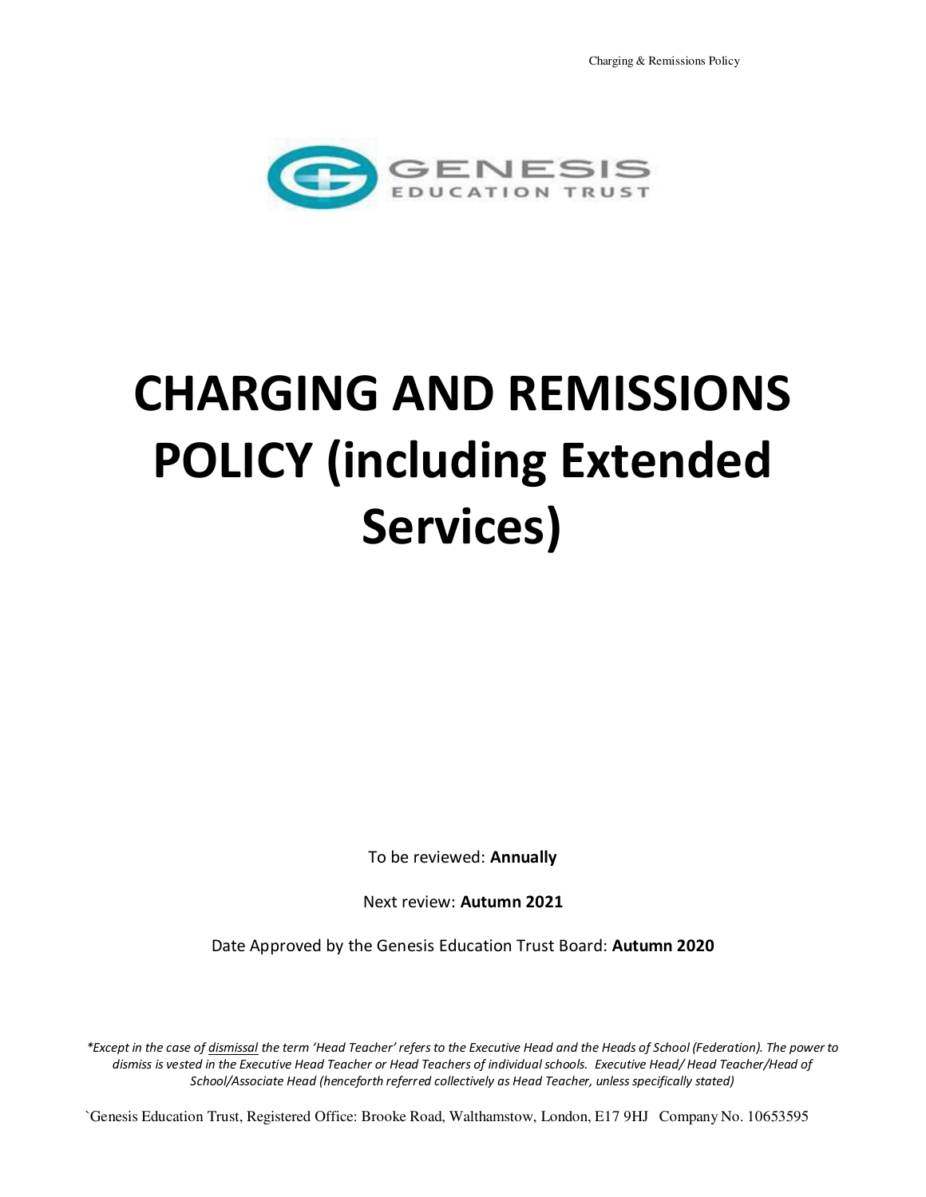GENESIS EDUCATION TRUST

# CHARGING AND REMISSIONS POLICY (including Extended Services)

To be reviewed: **Annually**

Next review: **Autumn 2021**

Date Approved by the Genesis Education Trust Board: **Autumn 2020**

*\*Except in the case of dismissal the term 'Head Teacher' refers to the Executive Head and the Heads of School (Federation). The power to dismiss is vested in the Executive Head Teacher or Head Teachers of individual schools. Executive Head/ Head Teacher/Head of School/Associate Head (henceforth referred collectively as Head Teacher, unless specifically stated)*

`Genesis Education Trust, Registered Office: Brooke Road, Walthamstow, London, E17 9HJ Company No. 10653595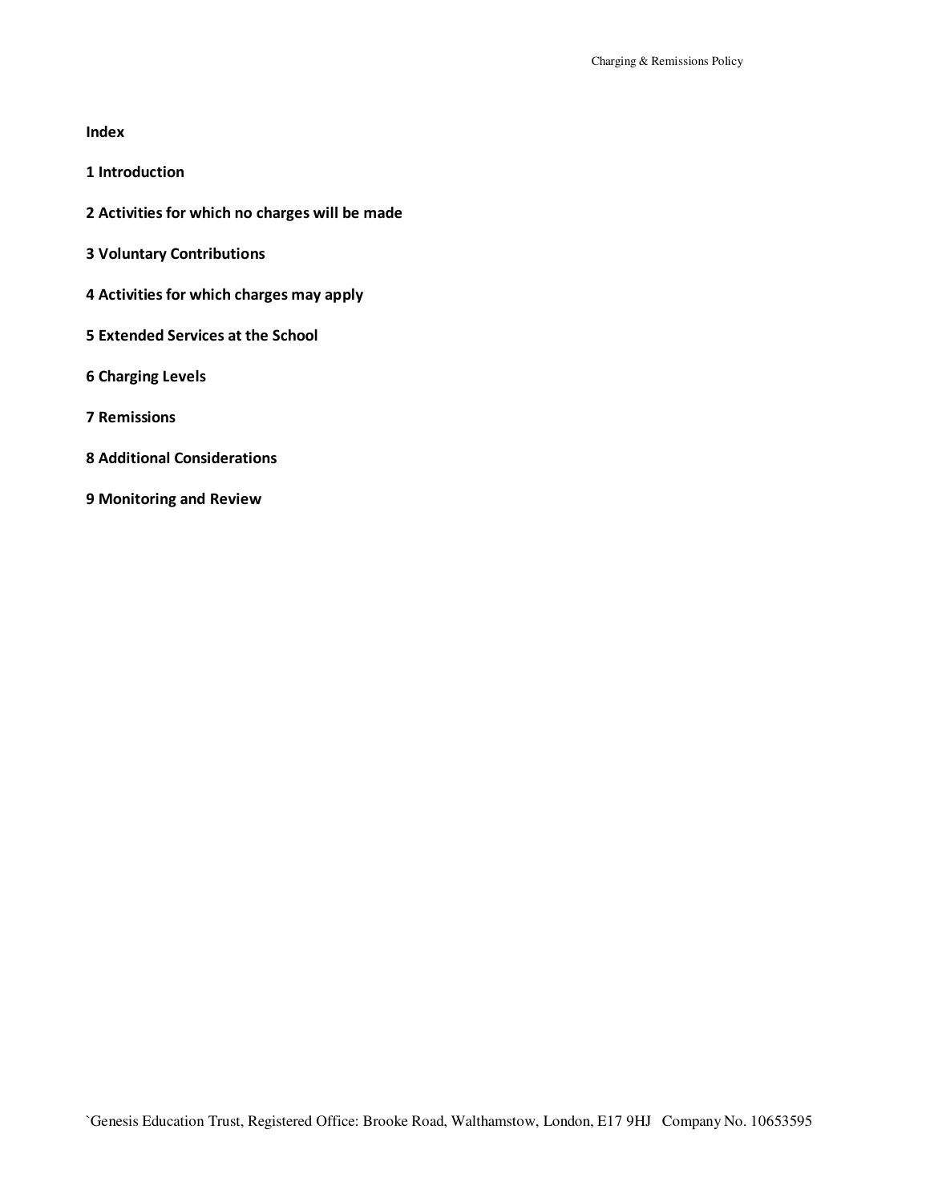**Index**

**1 Introduction**

**2 Activities for which no charges will be made**

**3 Voluntary Contributions**

**4 Activities for which charges may apply**

**5 Extended Services at the School**

**6 Charging Levels**

**7 Remissions**

**8 Additional Considerations**

**9 Monitoring and Review**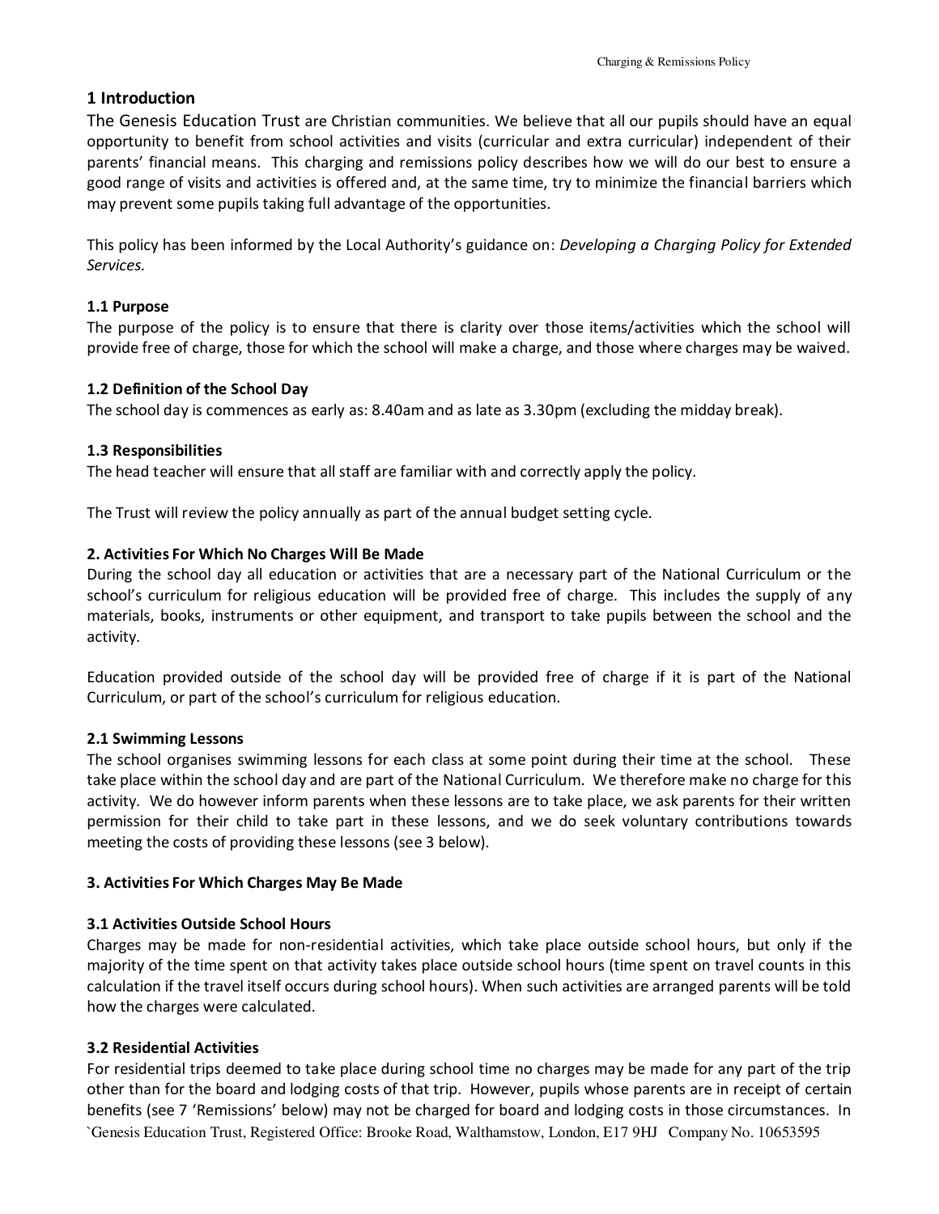## 1 Introduction

The Genesis Education Trust are Christian communities. We believe that all our pupils should have an equal opportunity to benefit from school activities and visits (curricular and extra curricular) independent of their parents' financial means. This charging and remissions policy describes how we will do our best to ensure a good range of visits and activities is offered and, at the same time, try to minimize the financial barriers which may prevent some pupils taking full advantage of the opportunities.

This policy has been informed by the Local Authority's guidance on: *Developing a Charging Policy for Extended Services.*

### 1.1 Purpose

The purpose of the policy is to ensure that there is clarity over those items/activities which the school will provide free of charge, those for which the school will make a charge, and those where charges may be waived.

### 1.2 Definition of the School Day

The school day is commences as early as: 8.40am and as late as 3.30pm (excluding the midday break).

### 1.3 Responsibilities

The head teacher will ensure that all staff are familiar with and correctly apply the policy.

The Trust will review the policy annually as part of the annual budget setting cycle.

## 2. Activities For Which No Charges Will Be Made

During the school day all education or activities that are a necessary part of the National Curriculum or the school's curriculum for religious education will be provided free of charge. This includes the supply of any materials, books, instruments or other equipment, and transport to take pupils between the school and the activity.

Education provided outside of the school day will be provided free of charge if it is part of the National Curriculum, or part of the school's curriculum for religious education.

### 2.1 Swimming Lessons

The school organises swimming lessons for each class at some point during their time at the school. These take place within the school day and are part of the National Curriculum. We therefore make no charge for this activity. We do however inform parents when these lessons are to take place, we ask parents for their written permission for their child to take part in these lessons, and we do seek voluntary contributions towards meeting the costs of providing these lessons (see 3 below).

## 3. Activities For Which Charges May Be Made

### 3.1 Activities Outside School Hours

Charges may be made for non-residential activities, which take place outside school hours, but only if the majority of the time spent on that activity takes place outside school hours (time spent on travel counts in this calculation if the travel itself occurs during school hours). When such activities are arranged parents will be told how the charges were calculated.

### 3.2 Residential Activities

For residential trips deemed to take place during school time no charges may be made for any part of the trip other than for the board and lodging costs of that trip. However, pupils whose parents are in receipt of certain benefits (see 7 'Remissions' below) may not be charged for board and lodging costs in those circumstances. In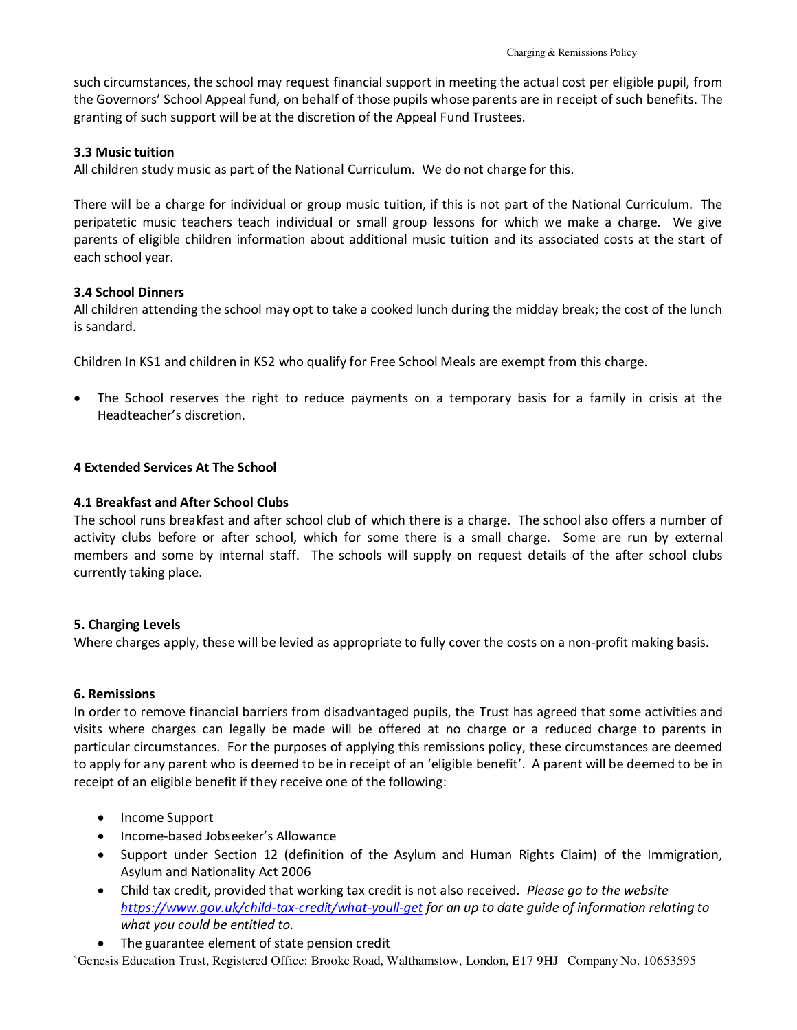such circumstances, the school may request financial support in meeting the actual cost per eligible pupil, from the Governors' School Appeal fund, on behalf of those pupils whose parents are in receipt of such benefits. The granting of such support will be at the discretion of the Appeal Fund Trustees.

### 3.3 Music tuition

All children study music as part of the National Curriculum. We do not charge for this.

There will be a charge for individual or group music tuition, if this is not part of the National Curriculum. The peripatetic music teachers teach individual or small group lessons for which we make a charge. We give parents of eligible children information about additional music tuition and its associated costs at the start of each school year.

### 3.4 School Dinners

All children attending the school may opt to take a cooked lunch during the midday break; the cost of the lunch is sandard.

Children In KS1 and children in KS2 who qualify for Free School Meals are exempt from this charge.

- The School reserves the right to reduce payments on a temporary basis for a family in crisis at the Headteacher's discretion.

## 4 Extended Services At The School

### 4.1 Breakfast and After School Clubs

The school runs breakfast and after school club of which there is a charge. The school also offers a number of activity clubs before or after school, which for some there is a small charge. Some are run by external members and some by internal staff. The schools will supply on request details of the after school clubs currently taking place.

## 5. Charging Levels

Where charges apply, these will be levied as appropriate to fully cover the costs on a non-profit making basis.

## 6. Remissions

In order to remove financial barriers from disadvantaged pupils, the Trust has agreed that some activities and visits where charges can legally be made will be offered at no charge or a reduced charge to parents in particular circumstances. For the purposes of applying this remissions policy, these circumstances are deemed to apply for any parent who is deemed to be in receipt of an 'eligible benefit'. A parent will be deemed to be in receipt of an eligible benefit if they receive one of the following:

- Income Support
- Income-based Jobseeker's Allowance
- Support under Section 12 (definition of the Asylum and Human Rights Claim) of the Immigration, Asylum and Nationality Act 2006
- Child tax credit, provided that working tax credit is not also received. *Please go to the website [https://www.gov.uk/child-tax-credit/what-youll-get](https://www.gov.uk/child-tax-credit/what-youll-get) for an up to date guide of information relating to what you could be entitled to.*
- The guarantee element of state pension credit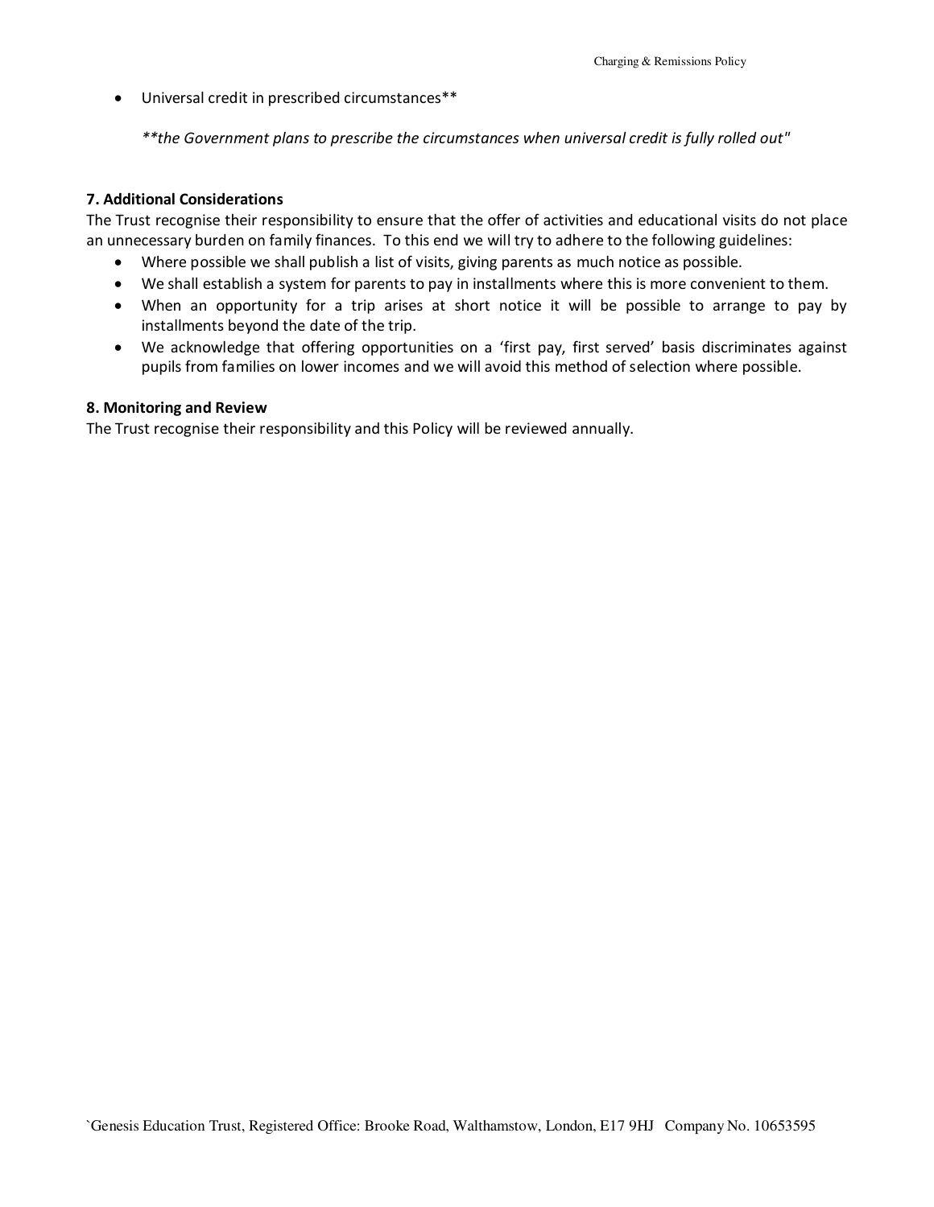- Universal credit in prescribed circumstances**

  *\*\*the Government plans to prescribe the circumstances when universal credit is fully rolled out"*

**7. Additional Considerations**

The Trust recognise their responsibility to ensure that the offer of activities and educational visits do not place an unnecessary burden on family finances. To this end we will try to adhere to the following guidelines:

- Where possible we shall publish a list of visits, giving parents as much notice as possible.
- We shall establish a system for parents to pay in installments where this is more convenient to them.
- When an opportunity for a trip arises at short notice it will be possible to arrange to pay by installments beyond the date of the trip.
- We acknowledge that offering opportunities on a 'first pay, first served' basis discriminates against pupils from families on lower incomes and we will avoid this method of selection where possible.

**8. Monitoring and Review**

The Trust recognise their responsibility and this Policy will be reviewed annually.